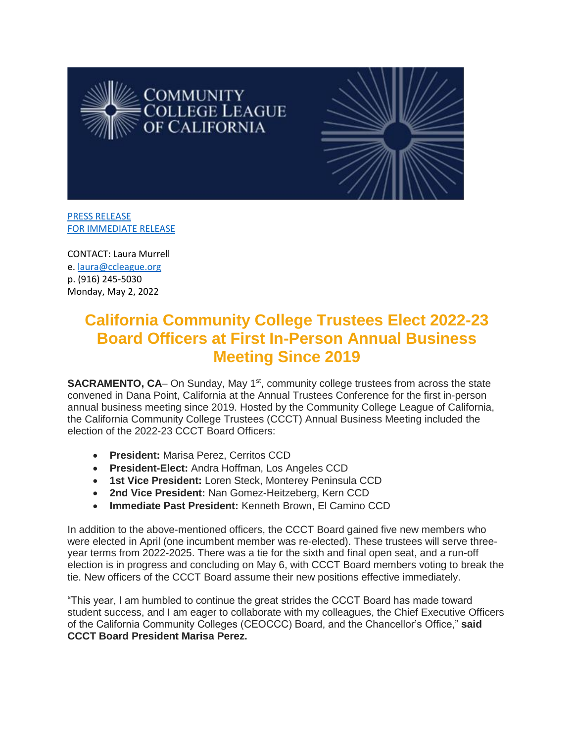COMMUNITY COLLEGE LEAGUE OF CALIFORNIA

PRESS RELEASE
FOR IMMEDIATE RELEASE

CONTACT: Laura Murrell
e. laura@ccleague.org
p. (916) 245-5030
Monday, May 2, 2022

# California Community College Trustees Elect 2022-23 Board Officers at First In-Person Annual Business Meeting Since 2019

**SACRAMENTO, CA**– On Sunday, May 1st, community college trustees from across the state convened in Dana Point, California at the Annual Trustees Conference for the first in-person annual business meeting since 2019. Hosted by the Community College League of California, the California Community College Trustees (CCCT) Annual Business Meeting included the election of the 2022-23 CCCT Board Officers:

- **President:** Marisa Perez, Cerritos CCD
- **President-Elect:** Andra Hoffman, Los Angeles CCD
- **1st Vice President:** Loren Steck, Monterey Peninsula CCD
- **2nd Vice President:** Nan Gomez-Heitzeberg, Kern CCD
- **Immediate Past President:** Kenneth Brown, El Camino CCD

In addition to the above-mentioned officers, the CCCT Board gained five new members who were elected in April (one incumbent member was re-elected). These trustees will serve three-year terms from 2022-2025. There was a tie for the sixth and final open seat, and a run-off election is in progress and concluding on May 6, with CCCT Board members voting to break the tie. New officers of the CCCT Board assume their new positions effective immediately.

"This year, I am humbled to continue the great strides the CCCT Board has made toward student success, and I am eager to collaborate with my colleagues, the Chief Executive Officers of the California Community Colleges (CEOCCC) Board, and the Chancellor's Office," **said CCCT Board President Marisa Perez.**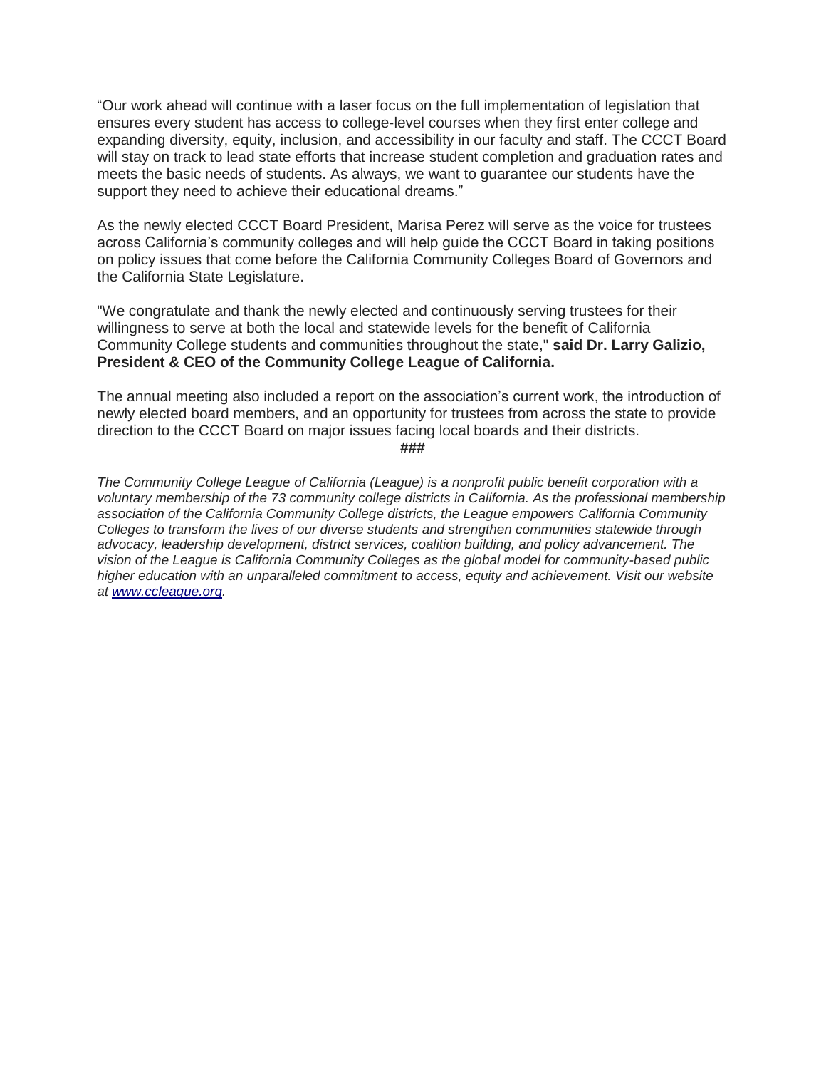"Our work ahead will continue with a laser focus on the full implementation of legislation that ensures every student has access to college-level courses when they first enter college and expanding diversity, equity, inclusion, and accessibility in our faculty and staff. The CCCT Board will stay on track to lead state efforts that increase student completion and graduation rates and meets the basic needs of students. As always, we want to guarantee our students have the support they need to achieve their educational dreams."

As the newly elected CCCT Board President, Marisa Perez will serve as the voice for trustees across California's community colleges and will help guide the CCCT Board in taking positions on policy issues that come before the California Community Colleges Board of Governors and the California State Legislature.

"We congratulate and thank the newly elected and continuously serving trustees for their willingness to serve at both the local and statewide levels for the benefit of California Community College students and communities throughout the state," **said Dr. Larry Galizio, President & CEO of the Community College League of California.**

The annual meeting also included a report on the association's current work, the introduction of newly elected board members, and an opportunity for trustees from across the state to provide direction to the CCCT Board on major issues facing local boards and their districts.

###

*The Community College League of California (League) is a nonprofit public benefit corporation with a voluntary membership of the 73 community college districts in California. As the professional membership association of the California Community College districts, the League empowers California Community Colleges to transform the lives of our diverse students and strengthen communities statewide through advocacy, leadership development, district services, coalition building, and policy advancement. The vision of the League is California Community Colleges as the global model for community-based public higher education with an unparalleled commitment to access, equity and achievement. Visit our website at [www.ccleague.org](http://www.ccleague.org).*